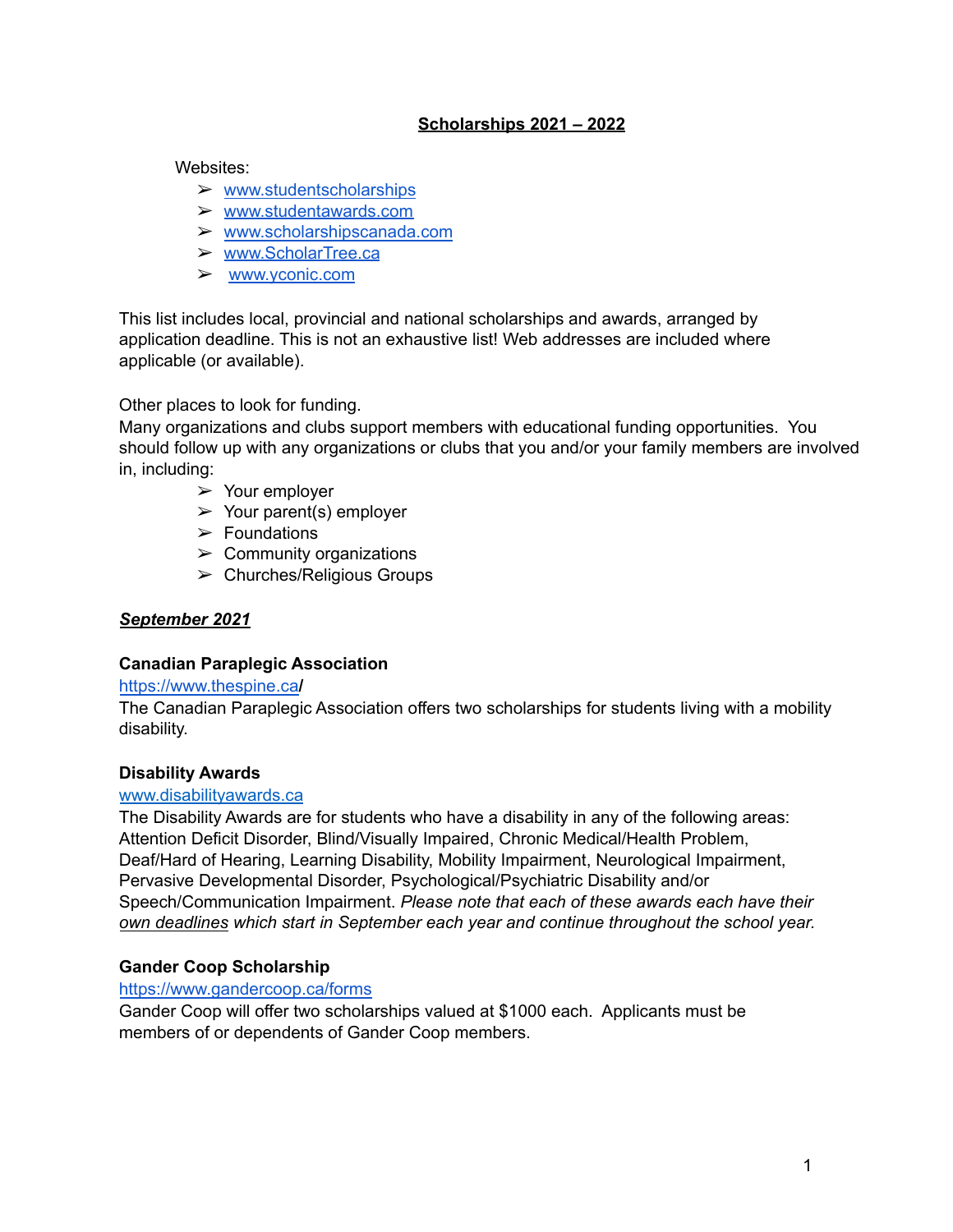# **Scholarships 2021 – 2022**

Websites:

- www.studentscholarships
- www.studentawards.com
- www.scholarshipscanada.com
- www.ScholarTree.ca
- www.yconic.com

This list includes local, provincial and national scholarships and awards, arranged by application deadline. This is not an exhaustive list! Web addresses are included where applicable (or available).

Other places to look for funding.
Many organizations and clubs support members with educational funding opportunities. You should follow up with any organizations or clubs that you and/or your family members are involved in, including:

- Your employer
- Your parent(s) employer
- Foundations
- Community organizations
- Churches/Religious Groups

## ***September 2021***

### **Canadian Paraplegic Association**

https://www.thespine.ca/

The Canadian Paraplegic Association offers two scholarships for students living with a mobility disability.

### **Disability Awards**

www.disabilityawards.ca

The Disability Awards are for students who have a disability in any of the following areas: Attention Deficit Disorder, Blind/Visually Impaired, Chronic Medical/Health Problem, Deaf/Hard of Hearing, Learning Disability, Mobility Impairment, Neurological Impairment, Pervasive Developmental Disorder, Psychological/Psychiatric Disability and/or Speech/Communication Impairment. *Please note that each of these awards each have their own deadlines which start in September each year and continue throughout the school year.*

### **Gander Coop Scholarship**

https://www.gandercoop.ca/forms

Gander Coop will offer two scholarships valued at $1000 each. Applicants must be members of or dependents of Gander Coop members.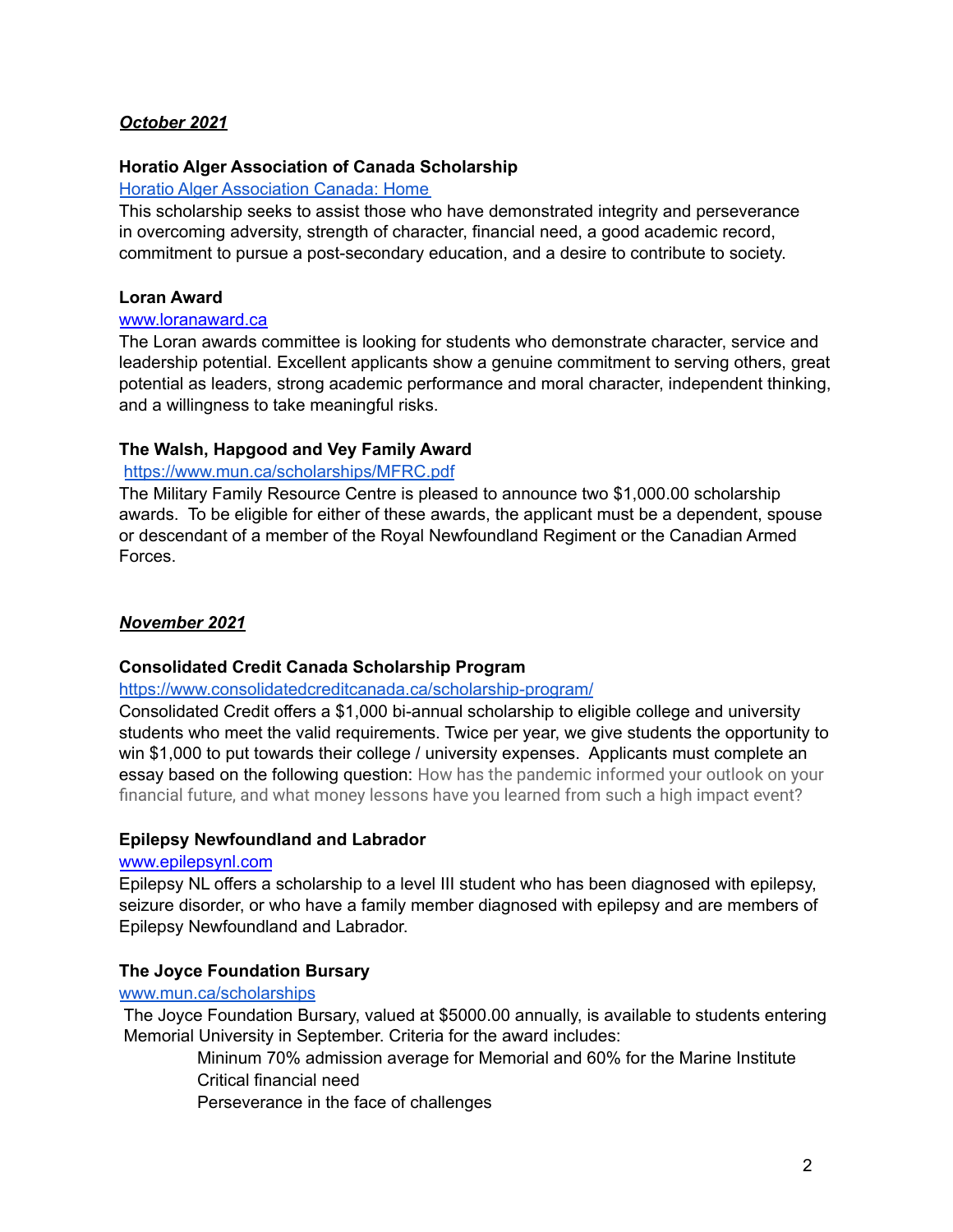***October 2021***

**Horatio Alger Association of Canada Scholarship**

[Horatio Alger Association Canada: Home](Horatio Alger Association Canada: Home)

This scholarship seeks to assist those who have demonstrated integrity and perseverance in overcoming adversity, strength of character, financial need, a good academic record, commitment to pursue a post-secondary education, and a desire to contribute to society.

**Loran Award**

[www.loranaward.ca](www.loranaward.ca)

The Loran awards committee is looking for students who demonstrate character, service and leadership potential. Excellent applicants show a genuine commitment to serving others, great potential as leaders, strong academic performance and moral character, independent thinking, and a willingness to take meaningful risks.

**The Walsh, Hapgood and Vey Family Award**

[https://www.mun.ca/scholarships/MFRC.pdf](https://www.mun.ca/scholarships/MFRC.pdf)

The Military Family Resource Centre is pleased to announce two $1,000.00 scholarship awards. To be eligible for either of these awards, the applicant must be a dependent, spouse or descendant of a member of the Royal Newfoundland Regiment or the Canadian Armed Forces.

***November 2021***

**Consolidated Credit Canada Scholarship Program**

[https://www.consolidatedcreditcanada.ca/scholarship-program/](https://www.consolidatedcreditcanada.ca/scholarship-program/)

Consolidated Credit offers a $1,000 bi-annual scholarship to eligible college and university students who meet the valid requirements. Twice per year, we give students the opportunity to win $1,000 to put towards their college / university expenses. Applicants must complete an essay based on the following question: How has the pandemic informed your outlook on your financial future, and what money lessons have you learned from such a high impact event?

**Epilepsy Newfoundland and Labrador**

[www.epilepsynl.com](www.epilepsynl.com)

Epilepsy NL offers a scholarship to a level III student who has been diagnosed with epilepsy, seizure disorder, or who have a family member diagnosed with epilepsy and are members of Epilepsy Newfoundland and Labrador.

**The Joyce Foundation Bursary**

[www.mun.ca/scholarships](www.mun.ca/scholarships)

The Joyce Foundation Bursary, valued at $5000.00 annually, is available to students entering Memorial University in September. Criteria for the award includes:

- Mininum 70% admission average for Memorial and 60% for the Marine Institute
- Critical financial need
- Perseverance in the face of challenges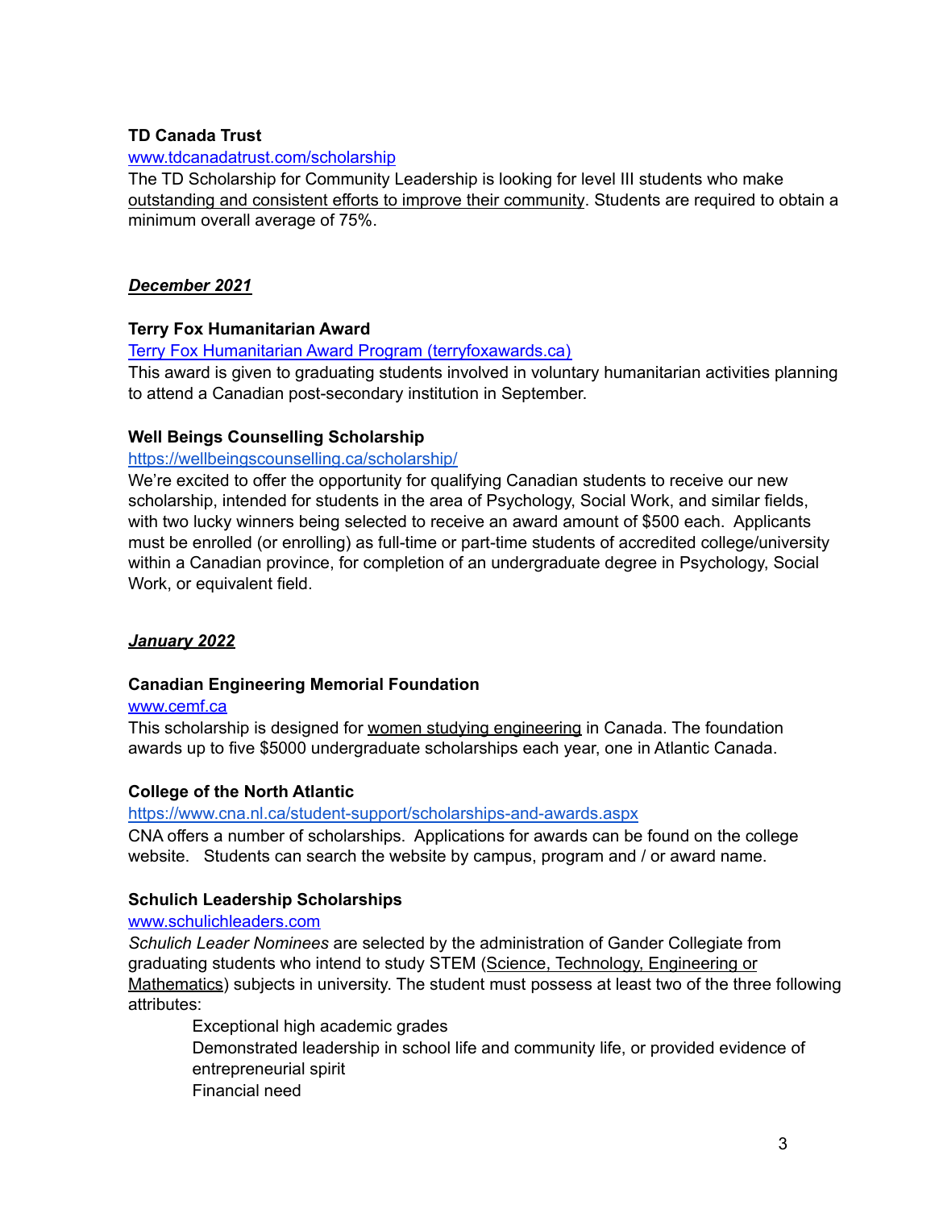**TD Canada Trust**

[www.tdcanadatrust.com/scholarship](http://www.tdcanadatrust.com/scholarship)

The TD Scholarship for Community Leadership is looking for level III students who make outstanding and consistent efforts to improve their community. Students are required to obtain a minimum overall average of 75%.

***December 2021***

**Terry Fox Humanitarian Award**

[Terry Fox Humanitarian Award Program (terryfoxawards.ca)](terryfoxawards.ca)

This award is given to graduating students involved in voluntary humanitarian activities planning to attend a Canadian post-secondary institution in September.

**Well Beings Counselling Scholarship**

[https://wellbeingscounselling.ca/scholarship/](https://wellbeingscounselling.ca/scholarship/)

We're excited to offer the opportunity for qualifying Canadian students to receive our new scholarship, intended for students in the area of Psychology, Social Work, and similar fields, with two lucky winners being selected to receive an award amount of $500 each. Applicants must be enrolled (or enrolling) as full-time or part-time students of accredited college/university within a Canadian province, for completion of an undergraduate degree in Psychology, Social Work, or equivalent field.

***January 2022***

**Canadian Engineering Memorial Foundation**

[www.cemf.ca](http://www.cemf.ca)

This scholarship is designed for women studying engineering in Canada. The foundation awards up to five $5000 undergraduate scholarships each year, one in Atlantic Canada.

**College of the North Atlantic**

[https://www.cna.nl.ca/student-support/scholarships-and-awards.aspx](https://www.cna.nl.ca/student-support/scholarships-and-awards.aspx)

CNA offers a number of scholarships. Applications for awards can be found on the college website. Students can search the website by campus, program and / or award name.

**Schulich Leadership Scholarships**

[www.schulichleaders.com](http://www.schulichleaders.com)

*Schulich Leader Nominees* are selected by the administration of Gander Collegiate from graduating students who intend to study STEM (Science, Technology, Engineering or Mathematics) subjects in university. The student must possess at least two of the three following attributes:

- Exceptional high academic grades
- Demonstrated leadership in school life and community life, or provided evidence of entrepreneurial spirit
- Financial need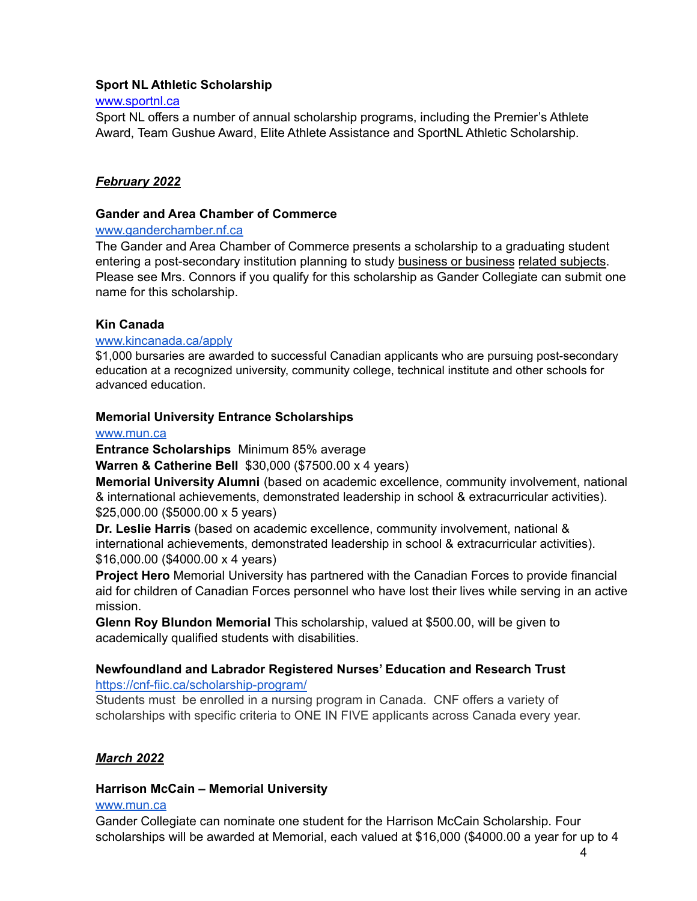**Sport NL Athletic Scholarship**

www.sportnl.ca

Sport NL offers a number of annual scholarship programs, including the Premier's Athlete Award, Team Gushue Award, Elite Athlete Assistance and SportNL Athletic Scholarship.

***February 2022***

**Gander and Area Chamber of Commerce**

www.ganderchamber.nf.ca

The Gander and Area Chamber of Commerce presents a scholarship to a graduating student entering a post-secondary institution planning to study business or business related subjects. Please see Mrs. Connors if you qualify for this scholarship as Gander Collegiate can submit one name for this scholarship.

**Kin Canada**

www.kincanada.ca/apply

$1,000 bursaries are awarded to successful Canadian applicants who are pursuing post-secondary education at a recognized university, community college, technical institute and other schools for advanced education.

**Memorial University Entrance Scholarships**

www.mun.ca

**Entrance Scholarships** Minimum 85% average

**Warren & Catherine Bell** $30,000 ($7500.00 x 4 years)

**Memorial University Alumni** (based on academic excellence, community involvement, national & international achievements, demonstrated leadership in school & extracurricular activities). $25,000.00 ($5000.00 x 5 years)

**Dr. Leslie Harris** (based on academic excellence, community involvement, national & international achievements, demonstrated leadership in school & extracurricular activities). $16,000.00 ($4000.00 x 4 years)

**Project Hero** Memorial University has partnered with the Canadian Forces to provide financial aid for children of Canadian Forces personnel who have lost their lives while serving in an active mission.

**Glenn Roy Blundon Memorial** This scholarship, valued at $500.00, will be given to academically qualified students with disabilities.

**Newfoundland and Labrador Registered Nurses' Education and Research Trust**

https://cnf-fiic.ca/scholarship-program/

Students must be enrolled in a nursing program in Canada. CNF offers a variety of scholarships with specific criteria to ONE IN FIVE applicants across Canada every year.

***March 2022***

**Harrison McCain – Memorial University**

www.mun.ca

Gander Collegiate can nominate one student for the Harrison McCain Scholarship. Four scholarships will be awarded at Memorial, each valued at $16,000 ($4000.00 a year for up to 4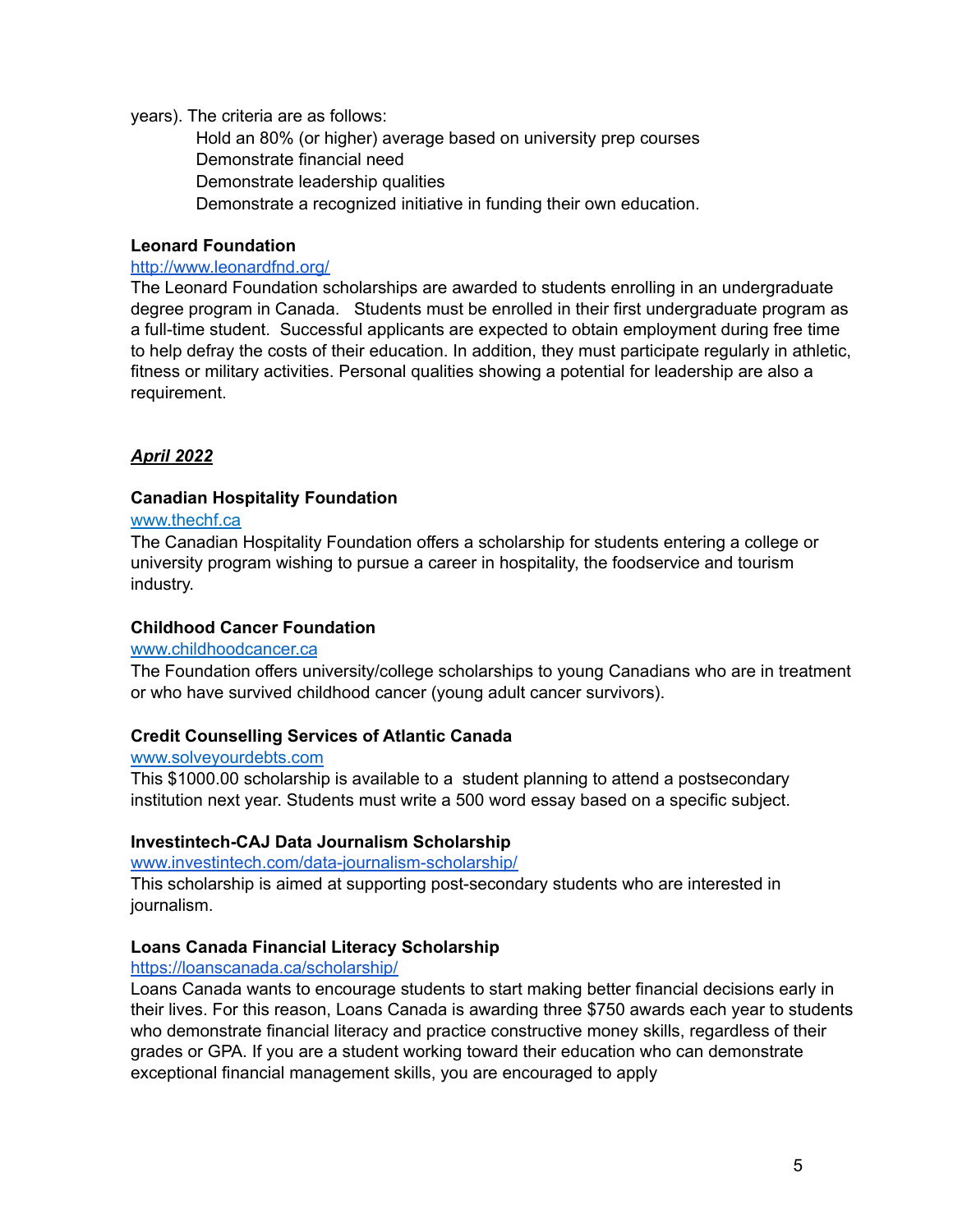years). The criteria are as follows:

- Hold an 80% (or higher) average based on university prep courses
- Demonstrate financial need
- Demonstrate leadership qualities
- Demonstrate a recognized initiative in funding their own education.

**Leonard Foundation**

[http://www.leonardfnd.org/](http://www.leonardfnd.org/)

The Leonard Foundation scholarships are awarded to students enrolling in an undergraduate degree program in Canada. Students must be enrolled in their first undergraduate program as a full-time student. Successful applicants are expected to obtain employment during free time to help defray the costs of their education. In addition, they must participate regularly in athletic, fitness or military activities. Personal qualities showing a potential for leadership are also a requirement.

***April 2022***

**Canadian Hospitality Foundation**

[www.thechf.ca](www.thechf.ca)

The Canadian Hospitality Foundation offers a scholarship for students entering a college or university program wishing to pursue a career in hospitality, the foodservice and tourism industry.

**Childhood Cancer Foundation**

[www.childhoodcancer.ca](www.childhoodcancer.ca)

The Foundation offers university/college scholarships to young Canadians who are in treatment or who have survived childhood cancer (young adult cancer survivors).

**Credit Counselling Services of Atlantic Canada**

[www.solveyourdebts.com](www.solveyourdebts.com)

This $1000.00 scholarship is available to a student planning to attend a postsecondary institution next year. Students must write a 500 word essay based on a specific subject.

**Investintech-CAJ Data Journalism Scholarship**

[www.investintech.com/data-journalism-scholarship/](www.investintech.com/data-journalism-scholarship/)

This scholarship is aimed at supporting post-secondary students who are interested in journalism.

**Loans Canada Financial Literacy Scholarship**

[https://loanscanada.ca/scholarship/](https://loanscanada.ca/scholarship/)

Loans Canada wants to encourage students to start making better financial decisions early in their lives. For this reason, Loans Canada is awarding three $750 awards each year to students who demonstrate financial literacy and practice constructive money skills, regardless of their grades or GPA. If you are a student working toward their education who can demonstrate exceptional financial management skills, you are encouraged to apply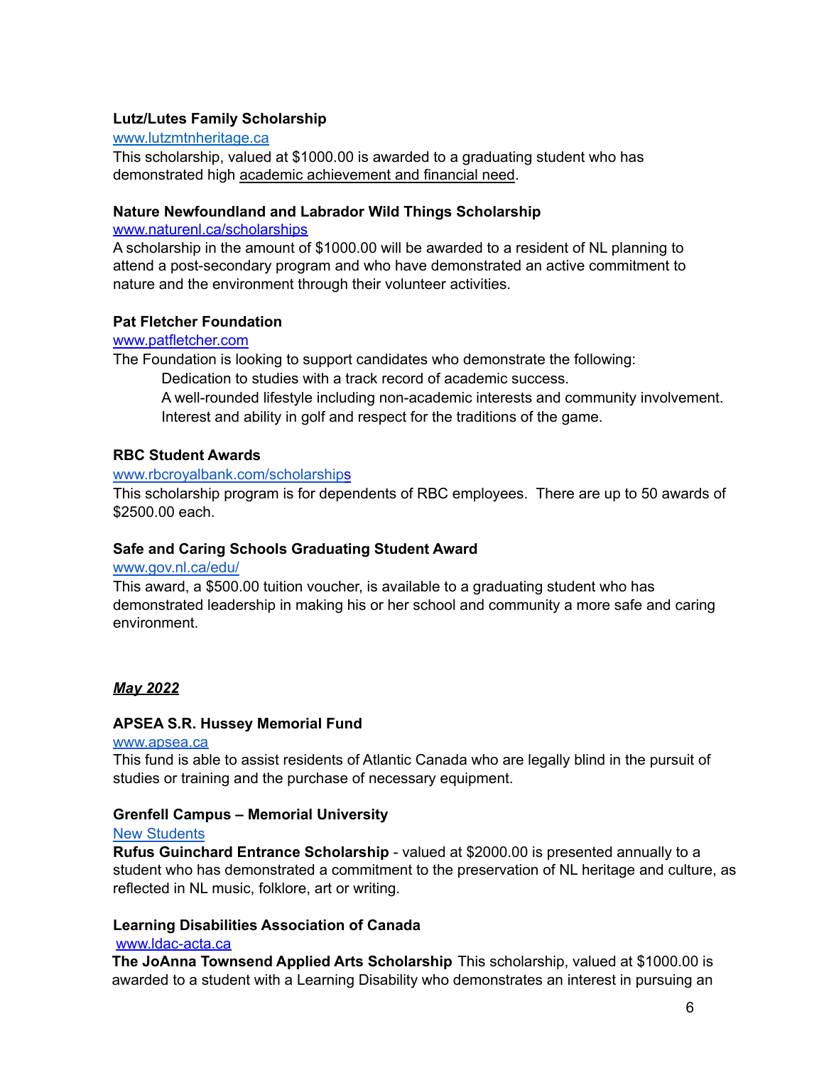**Lutz/Lutes Family Scholarship**

[www.lutzmtnheritage.ca](http://www.lutzmtnheritage.ca)

This scholarship, valued at $1000.00 is awarded to a graduating student who has demonstrated high academic achievement and financial need.

**Nature Newfoundland and Labrador Wild Things Scholarship**

[www.naturenl.ca/scholarships](http://www.naturenl.ca/scholarships)

A scholarship in the amount of $1000.00 will be awarded to a resident of NL planning to attend a post-secondary program and who have demonstrated an active commitment to nature and the environment through their volunteer activities.

**Pat Fletcher Foundation**

[www.patfletcher.com](http://www.patfletcher.com)

The Foundation is looking to support candidates who demonstrate the following:

- Dedication to studies with a track record of academic success.
- A well-rounded lifestyle including non-academic interests and community involvement.
- Interest and ability in golf and respect for the traditions of the game.

**RBC Student Awards**

[www.rbcroyalbank.com/scholarships](http://www.rbcroyalbank.com/scholarships)

This scholarship program is for dependents of RBC employees. There are up to 50 awards of $2500.00 each.

**Safe and Caring Schools Graduating Student Award**

[www.gov.nl.ca/edu/](http://www.gov.nl.ca/edu/)

This award, a $500.00 tuition voucher, is available to a graduating student who has demonstrated leadership in making his or her school and community a more safe and caring environment.

***May 2022***

**APSEA S.R. Hussey Memorial Fund**

[www.apsea.ca](http://www.apsea.ca)

This fund is able to assist residents of Atlantic Canada who are legally blind in the pursuit of studies or training and the purchase of necessary equipment.

**Grenfell Campus – Memorial University**

New Students

**Rufus Guinchard Entrance Scholarship** - valued at $2000.00 is presented annually to a student who has demonstrated a commitment to the preservation of NL heritage and culture, as reflected in NL music, folklore, art or writing.

**Learning Disabilities Association of Canada**

[www.ldac-acta.ca](http://www.ldac-acta.ca)

**The JoAnna Townsend Applied Arts Scholarship** This scholarship, valued at $1000.00 is awarded to a student with a Learning Disability who demonstrates an interest in pursuing an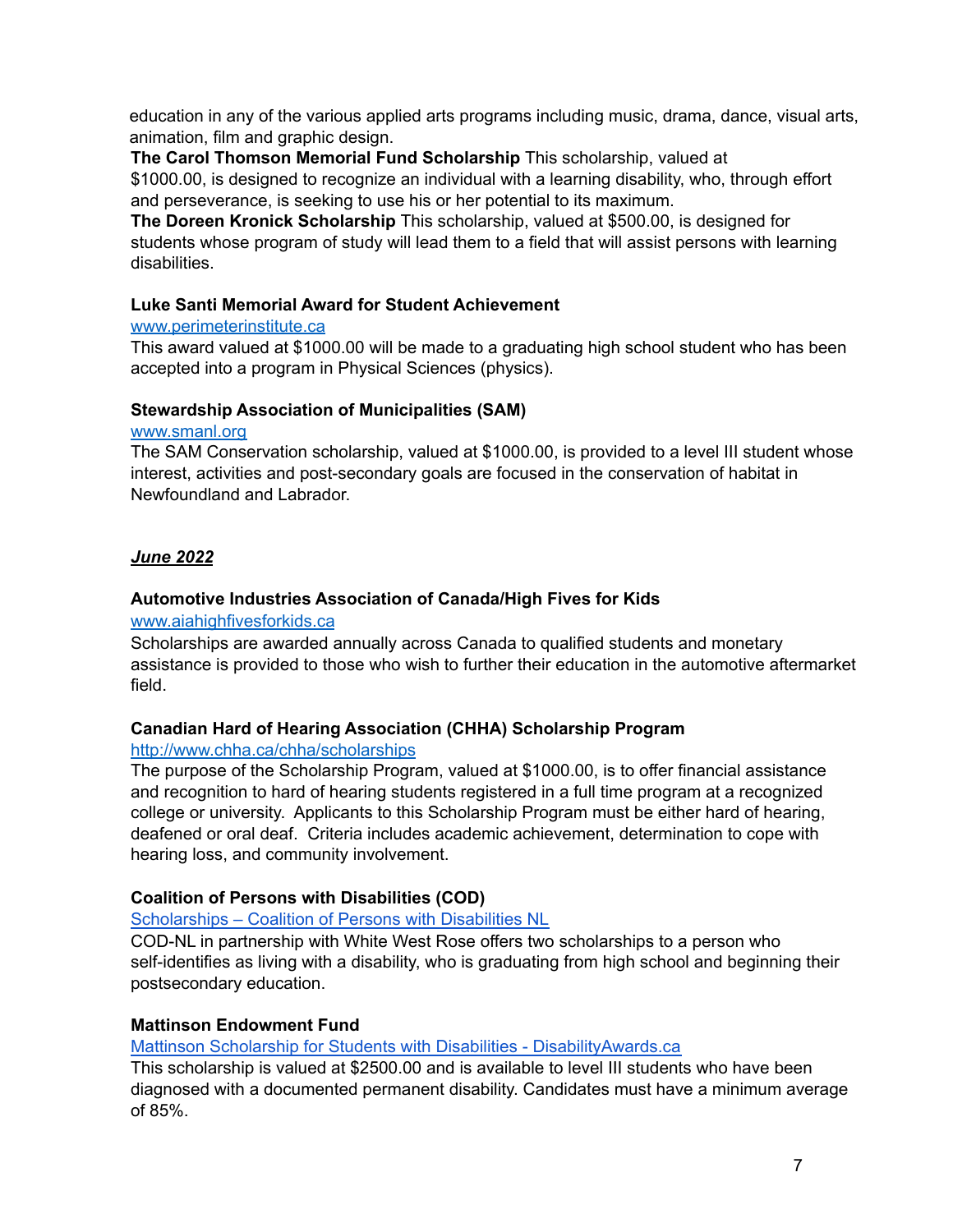education in any of the various applied arts programs including music, drama, dance, visual arts, animation, film and graphic design.

**The Carol Thomson Memorial Fund Scholarship** This scholarship, valued at $1000.00, is designed to recognize an individual with a learning disability, who, through effort and perseverance, is seeking to use his or her potential to its maximum.

**The Doreen Kronick Scholarship** This scholarship, valued at $500.00, is designed for students whose program of study will lead them to a field that will assist persons with learning disabilities.

**Luke Santi Memorial Award for Student Achievement**

[www.perimeterinstitute.ca](www.perimeterinstitute.ca)

This award valued at $1000.00 will be made to a graduating high school student who has been accepted into a program in Physical Sciences (physics).

**Stewardship Association of Municipalities (SAM)**

[www.smanl.org](www.smanl.org)

The SAM Conservation scholarship, valued at $1000.00, is provided to a level III student whose interest, activities and post-secondary goals are focused in the conservation of habitat in Newfoundland and Labrador.

***June 2022***

**Automotive Industries Association of Canada/High Fives for Kids**

[www.aiahighfivesforkids.ca](www.aiahighfivesforkids.ca)

Scholarships are awarded annually across Canada to qualified students and monetary assistance is provided to those who wish to further their education in the automotive aftermarket field.

**Canadian Hard of Hearing Association (CHHA) Scholarship Program**

[http://www.chha.ca/chha/scholarships](http://www.chha.ca/chha/scholarships)

The purpose of the Scholarship Program, valued at $1000.00, is to offer financial assistance and recognition to hard of hearing students registered in a full time program at a recognized college or university. Applicants to this Scholarship Program must be either hard of hearing, deafened or oral deaf. Criteria includes academic achievement, determination to cope with hearing loss, and community involvement.

**Coalition of Persons with Disabilities (COD)**

Scholarships – Coalition of Persons with Disabilities NL

COD-NL in partnership with White West Rose offers two scholarships to a person who self-identifies as living with a disability, who is graduating from high school and beginning their postsecondary education.

**Mattinson Endowment Fund**

Mattinson Scholarship for Students with Disabilities - DisabilityAwards.ca

This scholarship is valued at $2500.00 and is available to level III students who have been diagnosed with a documented permanent disability. Candidates must have a minimum average of 85%.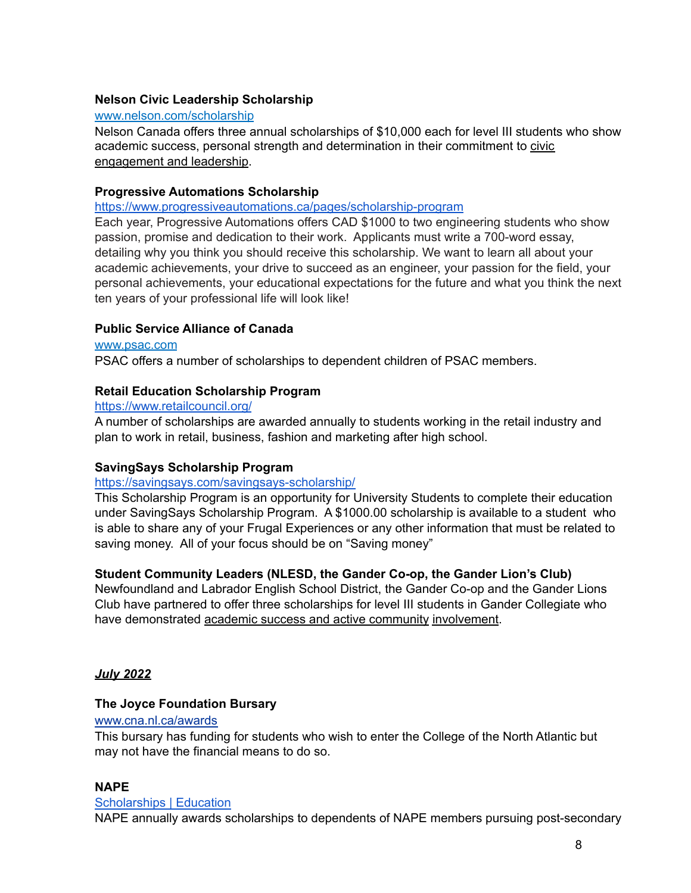**Nelson Civic Leadership Scholarship**

[www.nelson.com/scholarship](www.nelson.com/scholarship)

Nelson Canada offers three annual scholarships of $10,000 each for level III students who show academic success, personal strength and determination in their commitment to civic engagement and leadership.

**Progressive Automations Scholarship**

[https://www.progressiveautomations.ca/pages/scholarship-program](https://www.progressiveautomations.ca/pages/scholarship-program)

Each year, Progressive Automations offers CAD $1000 to two engineering students who show passion, promise and dedication to their work. Applicants must write a 700-word essay, detailing why you think you should receive this scholarship. We want to learn all about your academic achievements, your drive to succeed as an engineer, your passion for the field, your personal achievements, your educational expectations for the future and what you think the next ten years of your professional life will look like!

**Public Service Alliance of Canada**

[www.psac.com](www.psac.com)

PSAC offers a number of scholarships to dependent children of PSAC members.

**Retail Education Scholarship Program**

[https://www.retailcouncil.org/](https://www.retailcouncil.org/)

A number of scholarships are awarded annually to students working in the retail industry and plan to work in retail, business, fashion and marketing after high school.

**SavingSays Scholarship Program**

[https://savingsays.com/savingsays-scholarship/](https://savingsays.com/savingsays-scholarship/)

This Scholarship Program is an opportunity for University Students to complete their education under SavingSays Scholarship Program. A $1000.00 scholarship is available to a student who is able to share any of your Frugal Experiences or any other information that must be related to saving money. All of your focus should be on "Saving money"

**Student Community Leaders (NLESD, the Gander Co-op, the Gander Lion's Club)**

Newfoundland and Labrador English School District, the Gander Co-op and the Gander Lions Club have partnered to offer three scholarships for level III students in Gander Collegiate who have demonstrated academic success and active community involvement.

***July 2022***

**The Joyce Foundation Bursary**

[www.cna.nl.ca/awards](www.cna.nl.ca/awards)

This bursary has funding for students who wish to enter the College of the North Atlantic but may not have the financial means to do so.

**NAPE**

Scholarships | Education

NAPE annually awards scholarships to dependents of NAPE members pursuing post-secondary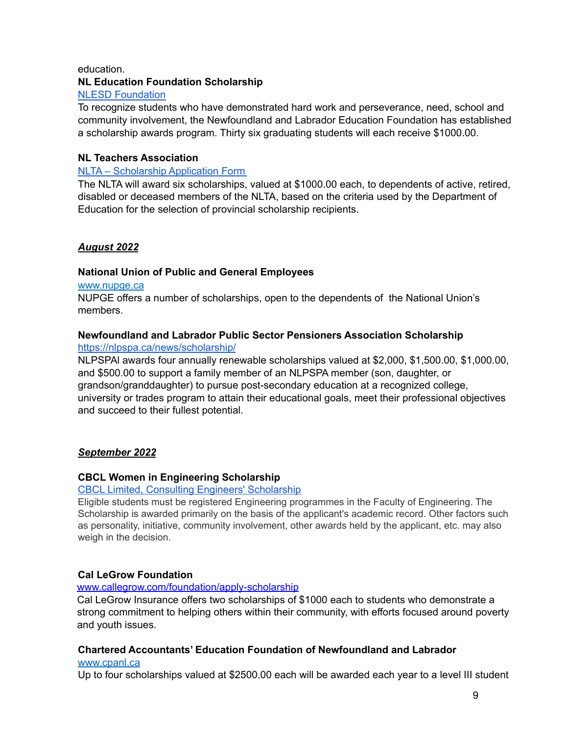education.

**NL Education Foundation Scholarship**

NLESD Foundation

To recognize students who have demonstrated hard work and perseverance, need, school and community involvement, the Newfoundland and Labrador Education Foundation has established a scholarship awards program. Thirty six graduating students will each receive $1000.00.

**NL Teachers Association**

NLTA – Scholarship Application Form

The NLTA will award six scholarships, valued at $1000.00 each, to dependents of active, retired, disabled or deceased members of the NLTA, based on the criteria used by the Department of Education for the selection of provincial scholarship recipients.

## ***August 2022***

**National Union of Public and General Employees**

www.nupge.ca

NUPGE offers a number of scholarships, open to the dependents of the National Union's members.

**Newfoundland and Labrador Public Sector Pensioners Association Scholarship**

https://nlpspa.ca/news/scholarship/

NLPSPAI awards four annually renewable scholarships valued at $2,000, $1,500.00, $1,000.00, and $500.00 to support a family member of an NLPSPA member (son, daughter, or grandson/granddaughter) to pursue post-secondary education at a recognized college, university or trades program to attain their educational goals, meet their professional objectives and succeed to their fullest potential.

## ***September 2022***

**CBCL Women in Engineering Scholarship**

CBCL Limited, Consulting Engineers' Scholarship

Eligible students must be registered Engineering programmes in the Faculty of Engineering. The Scholarship is awarded primarily on the basis of the applicant's academic record. Other factors such as personality, initiative, community involvement, other awards held by the applicant, etc. may also weigh in the decision.

**Cal LeGrow Foundation**

www.callegrow.com/foundation/apply-scholarship

Cal LeGrow Insurance offers two scholarships of $1000 each to students who demonstrate a strong commitment to helping others within their community, with efforts focused around poverty and youth issues.

**Chartered Accountants' Education Foundation of Newfoundland and Labrador**

www.cpanl.ca

Up to four scholarships valued at $2500.00 each will be awarded each year to a level III student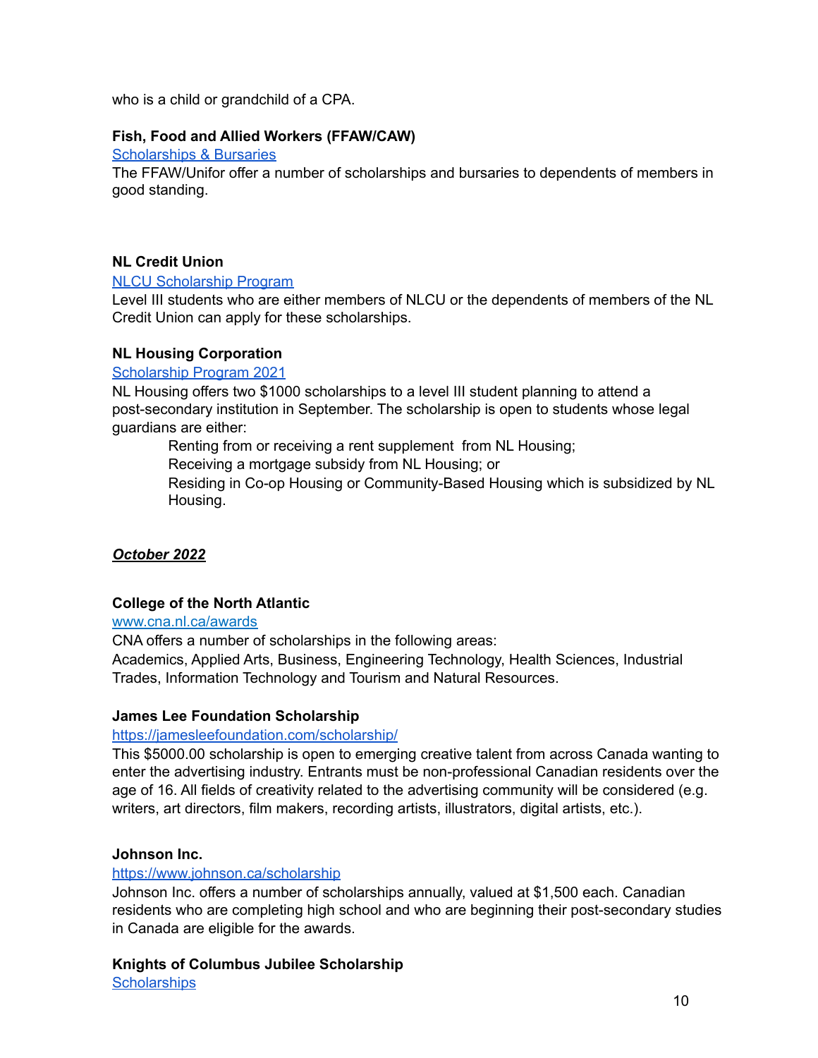who is a child or grandchild of a CPA.

**Fish, Food and Allied Workers (FFAW/CAW)**

[Scholarships & Bursaries]()

The FFAW/Unifor offer a number of scholarships and bursaries to dependents of members in good standing.

**NL Credit Union**

[NLCU Scholarship Program]()

Level III students who are either members of NLCU or the dependents of members of the NL Credit Union can apply for these scholarships.

**NL Housing Corporation**

[Scholarship Program 2021]()

NL Housing offers two $1000 scholarships to a level III student planning to attend a post-secondary institution in September. The scholarship is open to students whose legal guardians are either:

> Renting from or receiving a rent supplement from NL Housing;
> Receiving a mortgage subsidy from NL Housing; or
> Residing in Co-op Housing or Community-Based Housing which is subsidized by NL Housing.

***October 2022***

**College of the North Atlantic**

[www.cna.nl.ca/awards](www.cna.nl.ca/awards)

CNA offers a number of scholarships in the following areas:
Academics, Applied Arts, Business, Engineering Technology, Health Sciences, Industrial Trades, Information Technology and Tourism and Natural Resources.

**James Lee Foundation Scholarship**

[https://jamesleefoundation.com/scholarship/](https://jamesleefoundation.com/scholarship/)

This $5000.00 scholarship is open to emerging creative talent from across Canada wanting to enter the advertising industry. Entrants must be non-professional Canadian residents over the age of 16. All fields of creativity related to the advertising community will be considered (e.g. writers, art directors, film makers, recording artists, illustrators, digital artists, etc.).

**Johnson Inc.**

[https://www.johnson.ca/scholarship](https://www.johnson.ca/scholarship)

Johnson Inc. offers a number of scholarships annually, valued at $1,500 each. Canadian residents who are completing high school and who are beginning their post-secondary studies in Canada are eligible for the awards.

**Knights of Columbus Jubilee Scholarship**

[Scholarships]()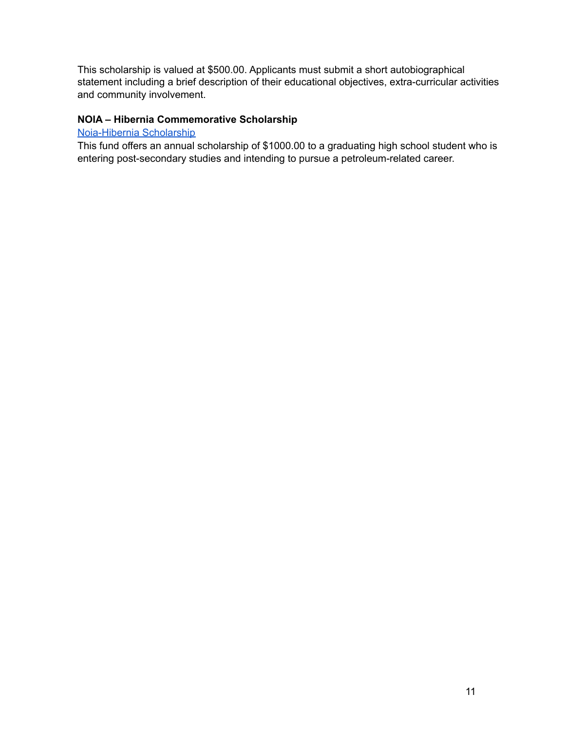This scholarship is valued at $500.00. Applicants must submit a short autobiographical statement including a brief description of their educational objectives, extra-curricular activities and community involvement.

**NOIA – Hibernia Commemorative Scholarship**

Noia-Hibernia Scholarship

This fund offers an annual scholarship of $1000.00 to a graduating high school student who is entering post-secondary studies and intending to pursue a petroleum-related career.